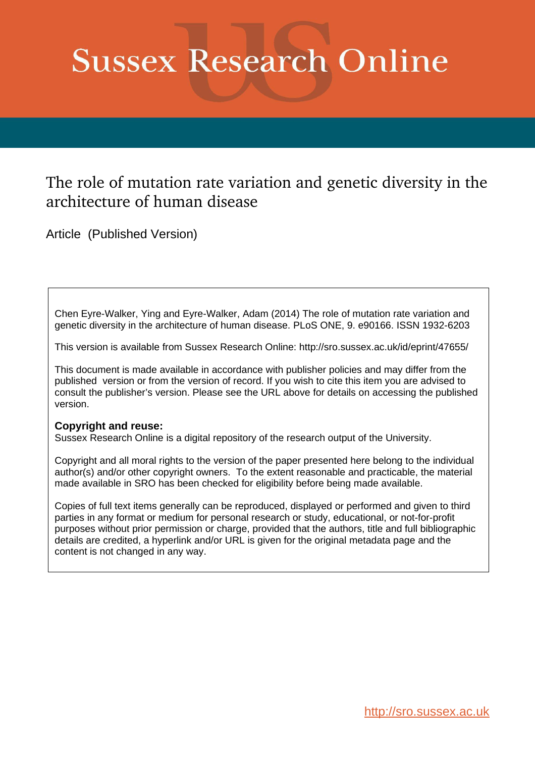# Sussex Research Online

## The role of mutation rate variation and genetic diversity in the architecture of human disease

Article (Published Version)

Chen Eyre-Walker, Ying and Eyre-Walker, Adam (2014) The role of mutation rate variation and genetic diversity in the architecture of human disease. PLoS ONE, 9. e90166. ISSN 1932-6203

This version is available from Sussex Research Online: http://sro.sussex.ac.uk/id/eprint/47655/

This document is made available in accordance with publisher policies and may differ from the published version or from the version of record. If you wish to cite this item you are advised to consult the publisher's version. Please see the URL above for details on accessing the published version.

**Copyright and reuse:**
Sussex Research Online is a digital repository of the research output of the University.

Copyright and all moral rights to the version of the paper presented here belong to the individual author(s) and/or other copyright owners. To the extent reasonable and practicable, the material made available in SRO has been checked for eligibility before being made available.

Copies of full text items generally can be reproduced, displayed or performed and given to third parties in any format or medium for personal research or study, educational, or not-for-profit purposes without prior permission or charge, provided that the authors, title and full bibliographic details are credited, a hyperlink and/or URL is given for the original metadata page and the content is not changed in any way.

http://sro.sussex.ac.uk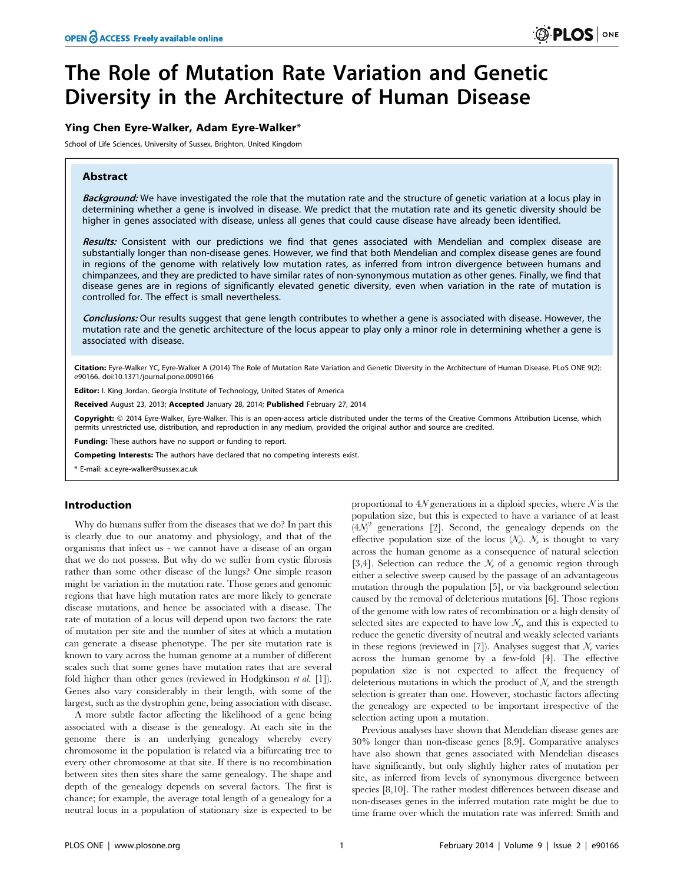# The Role of Mutation Rate Variation and Genetic Diversity in the Architecture of Human Disease

**Ying Chen Eyre-Walker, Adam Eyre-Walker***

School of Life Sciences, University of Sussex, Brighton, United Kingdom

## Abstract

***Background:*** We have investigated the role that the mutation rate and the structure of genetic variation at a locus play in determining whether a gene is involved in disease. We predict that the mutation rate and its genetic diversity should be higher in genes associated with disease, unless all genes that could cause disease have already been identified.

***Results:*** Consistent with our predictions we find that genes associated with Mendelian and complex disease are substantially longer than non-disease genes. However, we find that both Mendelian and complex disease genes are found in regions of the genome with relatively low mutation rates, as inferred from intron divergence between humans and chimpanzees, and they are predicted to have similar rates of non-synonymous mutation as other genes. Finally, we find that disease genes are in regions of significantly elevated genetic diversity, even when variation in the rate of mutation is controlled for. The effect is small nevertheless.

***Conclusions:*** Our results suggest that gene length contributes to whether a gene is associated with disease. However, the mutation rate and the genetic architecture of the locus appear to play only a minor role in determining whether a gene is associated with disease.

**Citation:** Eyre-Walker YC, Eyre-Walker A (2014) The Role of Mutation Rate Variation and Genetic Diversity in the Architecture of Human Disease. PLoS ONE 9(2): e90166. doi:10.1371/journal.pone.0090166

**Editor:** I. King Jordan, Georgia Institute of Technology, United States of America

**Received** August 23, 2013; **Accepted** January 28, 2014; **Published** February 27, 2014

**Copyright:** © 2014 Eyre-Walker, Eyre-Walker. This is an open-access article distributed under the terms of the Creative Commons Attribution License, which permits unrestricted use, distribution, and reproduction in any medium, provided the original author and source are credited.

**Funding:** These authors have no support or funding to report.

**Competing Interests:** The authors have declared that no competing interests exist.

\* E-mail: a.c.eyre-walker@sussex.ac.uk

## Introduction

Why do humans suffer from the diseases that we do? In part this is clearly due to our anatomy and physiology, and that of the organisms that infect us - we cannot have a disease of an organ that we do not possess. But why do we suffer from cystic fibrosis rather than some other disease of the lungs? One simple reason might be variation in the mutation rate. Those genes and genomic regions that have high mutation rates are more likely to generate disease mutations, and hence be associated with a disease. The rate of mutation of a locus will depend upon two factors: the rate of mutation per site and the number of sites at which a mutation can generate a disease phenotype. The per site mutation rate is known to vary across the human genome at a number of different scales such that some genes have mutation rates that are several fold higher than other genes (reviewed in Hodgkinson *et al.* [1]). Genes also vary considerably in their length, with some of the largest, such as the dystrophin gene, being association with disease.

A more subtle factor affecting the likelihood of a gene being associated with a disease is the genealogy. At each site in the genome there is an underlying genealogy whereby every chromosome in the population is related via a bifurcating tree to every other chromosome at that site. If there is no recombination between sites then sites share the genealogy. The shape and depth of the genealogy depends on several factors. The first is chance; for example, the average total length of a genealogy for a neutral locus in a population of stationary size is expected to be proportional to $4N$ generations in a diploid species, where $N$ is the population size, but this is expected to have a variance of at least $(4N)^2$ generations [2]. Second, the genealogy depends on the effective population size of the locus ($N_e$). $N_e$ is thought to vary across the human genome as a consequence of natural selection [3,4]. Selection can reduce the $N_e$ of a genomic region through either a selective sweep caused by the passage of an advantageous mutation through the population [5], or via background selection caused by the removal of deleterious mutations [6]. Those regions of the genome with low rates of recombination or a high density of selected sites are expected to have low $N_e$, and this is expected to reduce the genetic diversity of neutral and weakly selected variants in these regions (reviewed in [7]). Analyses suggest that $N_e$ varies across the human genome by a few-fold [4]. The effective population size is not expected to affect the frequency of deleterious mutations in which the product of $N_e$ and the strength selection is greater than one. However, stochastic factors affecting the genealogy are expected to be important irrespective of the selection acting upon a mutation.

Previous analyses have shown that Mendelian disease genes are 30% longer than non-disease genes [8,9]. Comparative analyses have also shown that genes associated with Mendelian diseases have significantly, but only slightly higher rates of mutation per site, as inferred from levels of synonymous divergence between species [8,10]. The rather modest differences between disease and non-diseases genes in the inferred mutation rate might be due to time frame over which the mutation rate was inferred: Smith and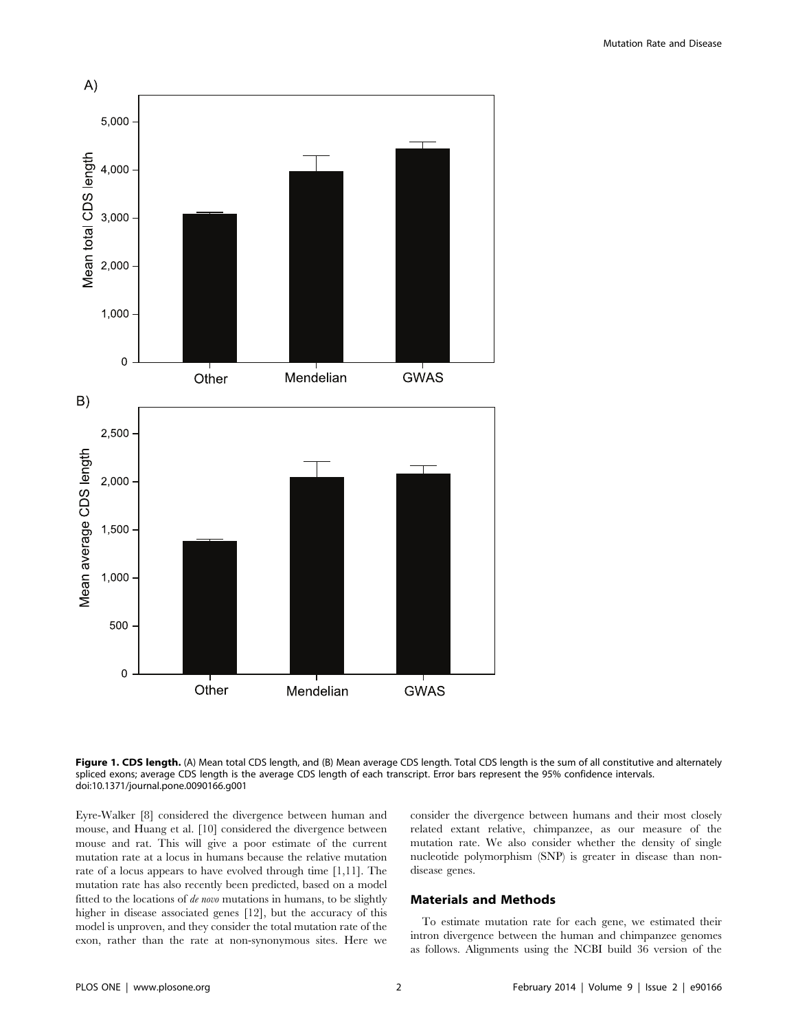**Figure 1. CDS length.** (A) Mean total CDS length, and (B) Mean average CDS length. Total CDS length is the sum of all constitutive and alternately spliced exons; average CDS length is the average CDS length of each transcript. Error bars represent the 95% confidence intervals.
doi:10.1371/journal.pone.0090166.g001

Eyre-Walker [8] considered the divergence between human and mouse, and Huang et al. [10] considered the divergence between mouse and rat. This will give a poor estimate of the current mutation rate at a locus in humans because the relative mutation rate of a locus appears to have evolved through time [1,11]. The mutation rate has also recently been predicted, based on a model fitted to the locations of *de novo* mutations in humans, to be slightly higher in disease associated genes [12], but the accuracy of this model is unproven, and they consider the total mutation rate of the exon, rather than the rate at non-synonymous sites. Here we consider the divergence between humans and their most closely related extant relative, chimpanzee, as our measure of the mutation rate. We also consider whether the density of single nucleotide polymorphism (SNP) is greater in disease than non-disease genes.

## Materials and Methods

To estimate mutation rate for each gene, we estimated their intron divergence between the human and chimpanzee genomes as follows. Alignments using the NCBI build 36 version of the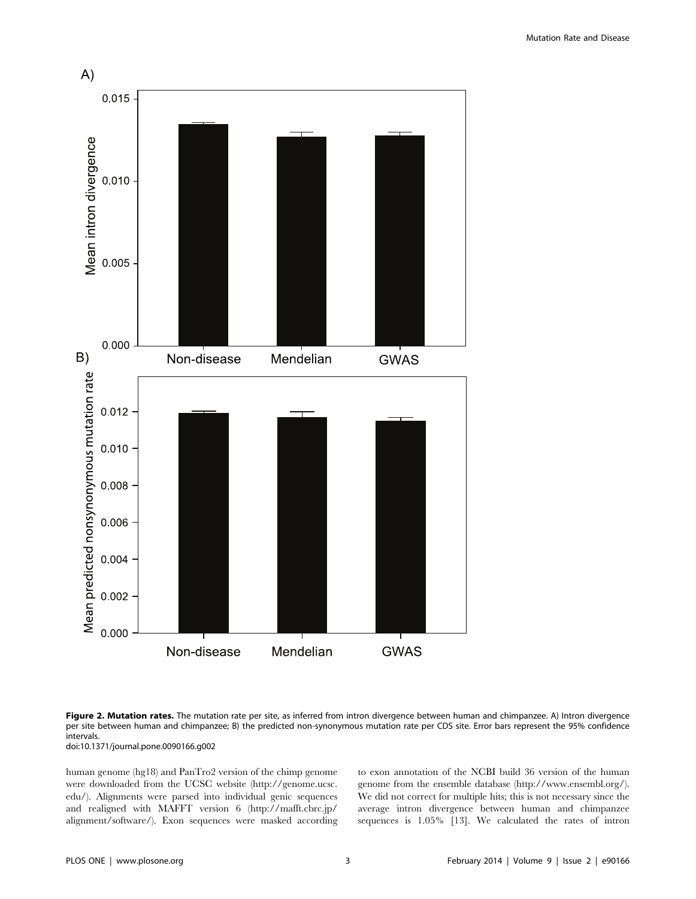**Figure 2. Mutation rates.** The mutation rate per site, as inferred from intron divergence between human and chimpanzee. A) Intron divergence per site between human and chimpanzee; B) the predicted non-synonymous mutation rate per CDS site. Error bars represent the 95% confidence intervals.
doi:10.1371/journal.pone.0090166.g002

human genome (hg18) and PanTro2 version of the chimp genome were downloaded from the UCSC website (http://genome.ucsc.edu/). Alignments were parsed into individual genic sequences and realigned with MAFFT version 6 (http://mafft.cbrc.jp/alignment/software/). Exon sequences were masked according to exon annotation of the NCBI build 36 version of the human genome from the ensemble database (http://www.ensembl.org/). We did not correct for multiple hits; this is not necessary since the average intron divergence between human and chimpanzee sequences is 1.05% [13]. We calculated the rates of intron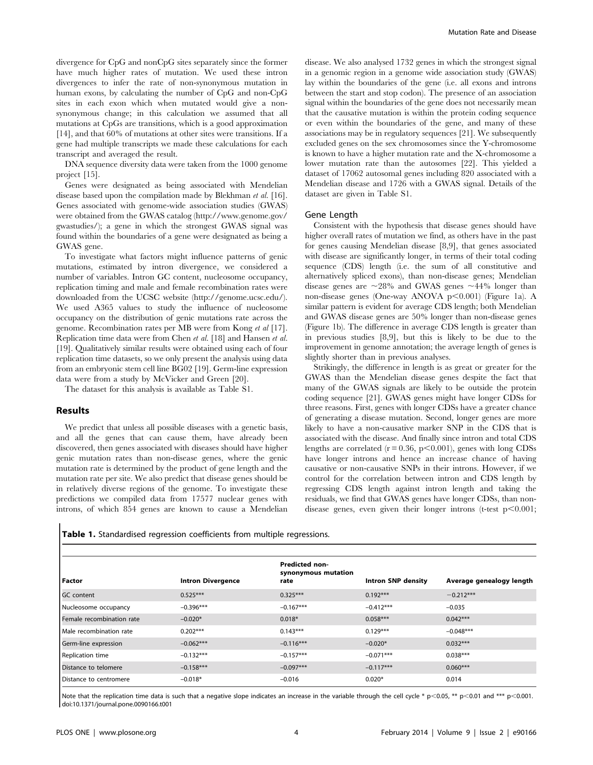divergence for CpG and nonCpG sites separately since the former have much higher rates of mutation. We used these intron divergences to infer the rate of non-synonymous mutation in human exons, by calculating the number of CpG and non-CpG sites in each exon which when mutated would give a non-synonymous change; in this calculation we assumed that all mutations at CpGs are transitions, which is a good approximation [14], and that 60% of mutations at other sites were transitions. If a gene had multiple transcripts we made these calculations for each transcript and averaged the result.

DNA sequence diversity data were taken from the 1000 genome project [15].

Genes were designated as being associated with Mendelian disease based upon the compilation made by Blekhman *et al.* [16]. Genes associated with genome-wide association studies (GWAS) were obtained from the GWAS catalog (http://www.genome.gov/gwastudies/); a gene in which the strongest GWAS signal was found within the boundaries of a gene were designated as being a GWAS gene.

To investigate what factors might influence patterns of genic mutations, estimated by intron divergence, we considered a number of variables. Intron GC content, nucleosome occupancy, replication timing and male and female recombination rates were downloaded from the UCSC website (http://genome.ucsc.edu/). We used A365 values to study the influence of nucleosome occupancy on the distribution of genic mutations rate across the genome. Recombination rates per MB were from Kong *et al* [17]. Replication time data were from Chen *et al.* [18] and Hansen *et al.* [19]. Qualitatively similar results were obtained using each of four replication time datasets, so we only present the analysis using data from an embryonic stem cell line BG02 [19]. Germ-line expression data were from a study by McVicker and Green [20].

The dataset for this analysis is available as Table S1.

## Results

We predict that unless all possible diseases with a genetic basis, and all the genes that can cause them, have already been discovered, then genes associated with diseases should have higher genic mutation rates than non-disease genes, where the genic mutation rate is determined by the product of gene length and the mutation rate per site. We also predict that disease genes should be in relatively diverse regions of the genome. To investigate these predictions we compiled data from 17577 nuclear genes with introns, of which 854 genes are known to cause a Mendelian disease. We also analysed 1732 genes in which the strongest signal in a genomic region in a genome wide association study (GWAS) lay within the boundaries of the gene (i.e. all exons and introns between the start and stop codon). The presence of an association signal within the boundaries of the gene does not necessarily mean that the causative mutation is within the protein coding sequence or even within the boundaries of the gene, and many of these associations may be in regulatory sequences [21]. We subsequently excluded genes on the sex chromosomes since the Y-chromosome is known to have a higher mutation rate and the X-chromosome a lower mutation rate than the autosomes [22]. This yielded a dataset of 17062 autosomal genes including 820 associated with a Mendelian disease and 1726 with a GWAS signal. Details of the dataset are given in Table S1.

### Gene Length

Consistent with the hypothesis that disease genes should have higher overall rates of mutation we find, as others have in the past for genes causing Mendelian disease [8,9], that genes associated with disease are significantly longer, in terms of their total coding sequence (CDS) length (i.e. the sum of all constitutive and alternatively spliced exons), than non-disease genes; Mendelian disease genes are ~28% and GWAS genes ~44% longer than non-disease genes (One-way ANOVA $p<0.001$) (Figure 1a). A similar pattern is evident for average CDS length; both Mendelian and GWAS disease genes are 50% longer than non-disease genes (Figure 1b). The difference in average CDS length is greater than in previous studies [8,9], but this is likely to be due to the improvement in genome annotation; the average length of genes is slightly shorter than in previous analyses.

Strikingly, the difference in length is as great or greater for the GWAS than the Mendelian disease genes despite the fact that many of the GWAS signals are likely to be outside the protein coding sequence [21]. GWAS genes might have longer CDSs for three reasons. First, genes with longer CDSs have a greater chance of generating a disease mutation. Second, longer genes are more likely to have a non-causative marker SNP in the CDS that is associated with the disease. And finally since intron and total CDS lengths are correlated ($r=0.36$, $p<0.001$), genes with long CDSs have longer introns and hence an increase chance of having causative or non-causative SNPs in their introns. However, if we control for the correlation between intron and CDS length by regressing CDS length against intron length and taking the residuals, we find that GWAS genes have longer CDSs, than non-disease genes, even given their longer introns (t-test $p<0.001$;

**Table 1.** Standardised regression coefficients from multiple regressions.

| Factor | Intron Divergence | Predicted non-synonymous mutation rate | Intron SNP density | Average genealogy length |
|---|---|---|---|---|
| GC content | 0.525*** | 0.325*** | 0.192*** | −0.212*** |
| Nucleosome occupancy | −0.396*** | −0.167*** | −0.412*** | −0.035 |
| Female recombination rate | −0.020* | 0.018* | 0.058*** | 0.042*** |
| Male recombination rate | 0.202*** | 0.143*** | 0.129*** | −0.048*** |
| Germ-line expression | −0.062*** | −0.116*** | −0.020* | 0.032*** |
| Replication time | −0.132*** | −0.157*** | −0.071*** | 0.038*** |
| Distance to telomere | −0.158*** | −0.097*** | −0.117*** | 0.060*** |
| Distance to centromere | −0.018* | −0.016 | 0.020* | 0.014 |

Note that the replication time data is such that a negative slope indicates an increase in the variable through the cell cycle * $p<0.05$, ** $p<0.01$ and *** $p<0.001$.
doi:10.1371/journal.pone.0090166.t001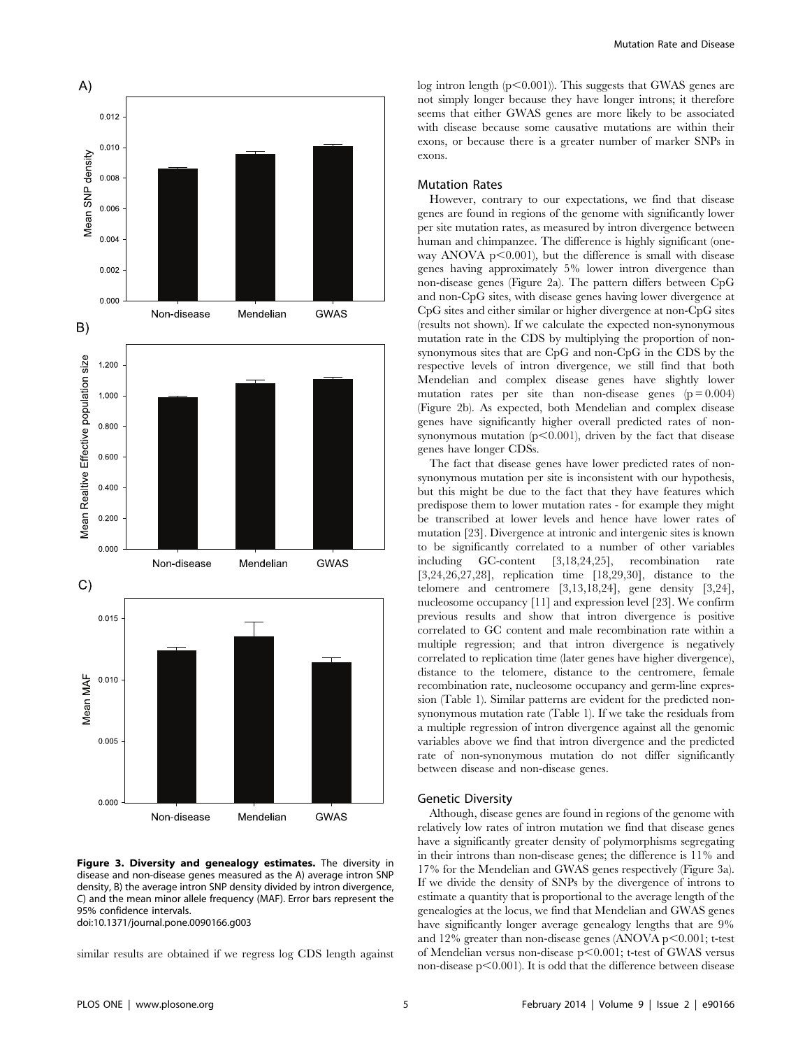Figure 3. Diversity and genealogy estimates. The diversity in disease and non-disease genes measured as the A) average intron SNP density, B) the average intron SNP density divided by intron divergence, C) and the mean minor allele frequency (MAF). Error bars represent the 95% confidence intervals.
doi:10.1371/journal.pone.0090166.g003

similar results are obtained if we regress log CDS length against log intron length ($p<0.001$)). This suggests that GWAS genes are not simply longer because they have longer introns; it therefore seems that either GWAS genes are more likely to be associated with disease because some causative mutations are within their exons, or because there is a greater number of marker SNPs in exons.

### Mutation Rates

However, contrary to our expectations, we find that disease genes are found in regions of the genome with significantly lower per site mutation rates, as measured by intron divergence between human and chimpanzee. The difference is highly significant (one-way ANOVA $p<0.001$), but the difference is small with disease genes having approximately 5% lower intron divergence than non-disease genes (Figure 2a). The pattern differs between CpG and non-CpG sites, with disease genes having lower divergence at CpG sites and either similar or higher divergence at non-CpG sites (results not shown). If we calculate the expected non-synonymous mutation rate in the CDS by multiplying the proportion of non-synonymous sites that are CpG and non-CpG in the CDS by the respective levels of intron divergence, we still find that both Mendelian and complex disease genes have slightly lower mutation rates per site than non-disease genes ($p=0.004$) (Figure 2b). As expected, both Mendelian and complex disease genes have significantly higher overall predicted rates of non-synonymous mutation ($p<0.001$), driven by the fact that disease genes have longer CDSs.

The fact that disease genes have lower predicted rates of non-synonymous mutation per site is inconsistent with our hypothesis, but this might be due to the fact that they have features which predispose them to lower mutation rates - for example they might be transcribed at lower levels and hence have lower rates of mutation [23]. Divergence at intronic and intergenic sites is known to be significantly correlated to a number of other variables including GC-content [3,18,24,25], recombination rate [3,24,26,27,28], replication time [18,29,30], distance to the telomere and centromere [3,13,18,24], gene density [3,24], nucleosome occupancy [11] and expression level [23]. We confirm previous results and show that intron divergence is positive correlated to GC content and male recombination rate within a multiple regression; and that intron divergence is negatively correlated to replication time (later genes have higher divergence), distance to the telomere, distance to the centromere, female recombination rate, nucleosome occupancy and germ-line expression (Table 1). Similar patterns are evident for the predicted non-synonymous mutation rate (Table 1). If we take the residuals from a multiple regression of intron divergence against all the genomic variables above we find that intron divergence and the predicted rate of non-synonymous mutation do not differ significantly between disease and non-disease genes.

### Genetic Diversity

Although, disease genes are found in regions of the genome with relatively low rates of intron mutation we find that disease genes have a significantly greater density of polymorphisms segregating in their introns than non-disease genes; the difference is 11% and 17% for the Mendelian and GWAS genes respectively (Figure 3a). If we divide the density of SNPs by the divergence of introns to estimate a quantity that is proportional to the average length of the genealogies at the locus, we find that Mendelian and GWAS genes have significantly longer average genealogy lengths that are 9% and 12% greater than non-disease genes (ANOVA $p<0.001$; t-test of Mendelian versus non-disease $p<0.001$; t-test of GWAS versus non-disease $p<0.001$). It is odd that the difference between disease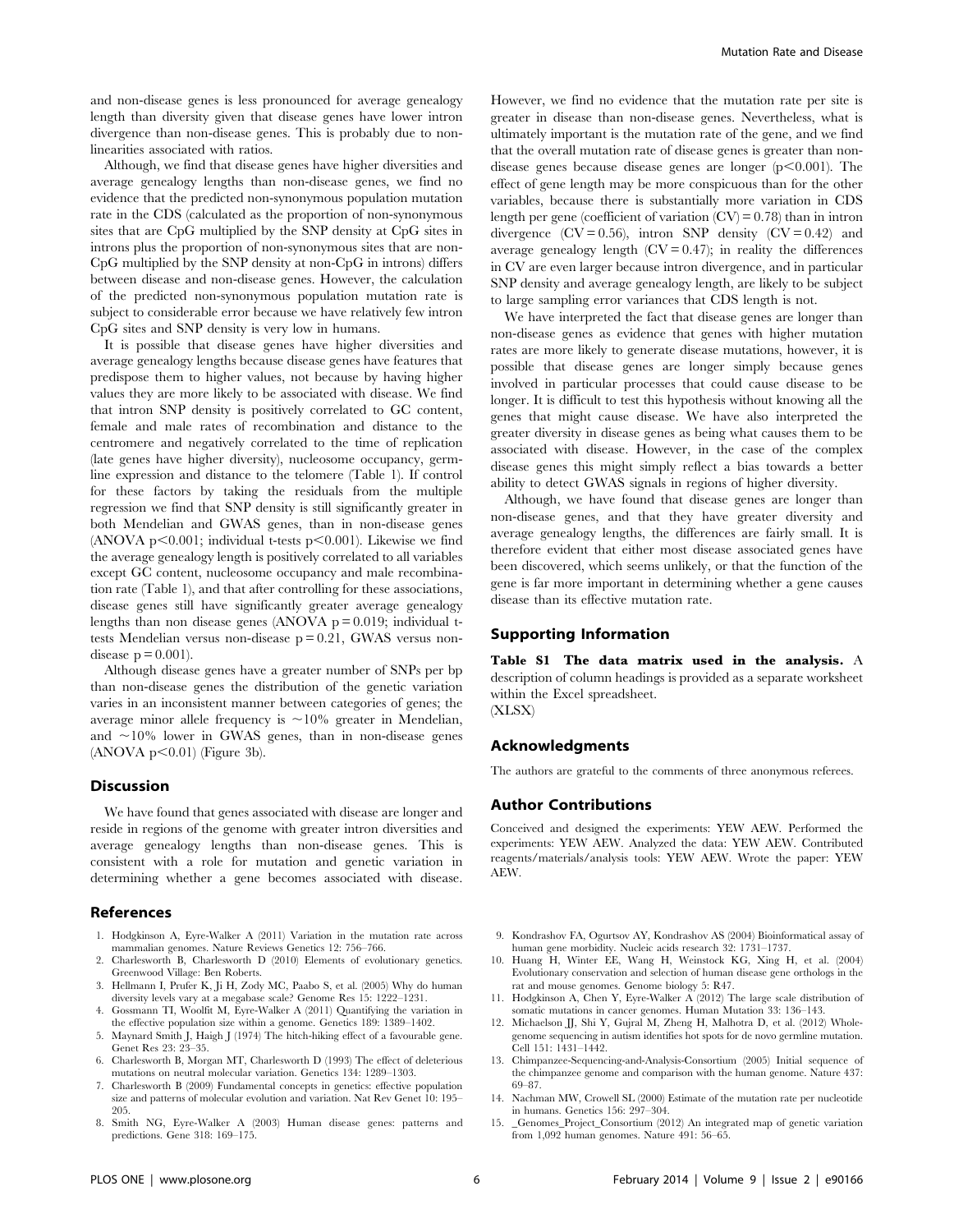and non-disease genes is less pronounced for average genealogy length than diversity given that disease genes have lower intron divergence than non-disease genes. This is probably due to non-linearities associated with ratios.

Although, we find that disease genes have higher diversities and average genealogy lengths than non-disease genes, we find no evidence that the predicted non-synonymous population mutation rate in the CDS (calculated as the proportion of non-synonymous sites that are CpG multiplied by the SNP density at CpG sites in introns plus the proportion of non-synonymous sites that are non-CpG multiplied by the SNP density at non-CpG in introns) differs between disease and non-disease genes. However, the calculation of the predicted non-synonymous population mutation rate is subject to considerable error because we have relatively few intron CpG sites and SNP density is very low in humans.

It is possible that disease genes have higher diversities and average genealogy lengths because disease genes have features that predispose them to higher values, not because by having higher values they are more likely to be associated with disease. We find that intron SNP density is positively correlated to GC content, female and male rates of recombination and distance to the centromere and negatively correlated to the time of replication (late genes have higher diversity), nucleosome occupancy, germline expression and distance to the telomere (Table 1). If control for these factors by taking the residuals from the multiple regression we find that SNP density is still significantly greater in both Mendelian and GWAS genes, than in non-disease genes (ANOVA $p<0.001$; individual t-tests $p<0.001$). Likewise we find the average genealogy length is positively correlated to all variables except GC content, nucleosome occupancy and male recombination rate (Table 1), and that after controlling for these associations, disease genes still have significantly greater average genealogy lengths than non disease genes (ANOVA $p=0.019$; individual t-tests Mendelian versus non-disease $p=0.21$, GWAS versus non-disease $p=0.001$).

Although disease genes have a greater number of SNPs per bp than non-disease genes the distribution of the genetic variation varies in an inconsistent manner between categories of genes; the average minor allele frequency is ~10% greater in Mendelian, and ~10% lower in GWAS genes, than in non-disease genes (ANOVA $p<0.01$) (Figure 3b).

## Discussion

We have found that genes associated with disease are longer and reside in regions of the genome with greater intron diversities and average genealogy lengths than non-disease genes. This is consistent with a role for mutation and genetic variation in determining whether a gene becomes associated with disease. However, we find no evidence that the mutation rate per site is greater in disease than non-disease genes. Nevertheless, what is ultimately important is the mutation rate of the gene, and we find that the overall mutation rate of disease genes is greater than non-disease genes because disease genes are longer ($p<0.001$). The effect of gene length may be more conspicuous than for the other variables, because there is substantially more variation in CDS length per gene (coefficient of variation (CV) = 0.78) than in intron divergence (CV = 0.56), intron SNP density (CV = 0.42) and average genealogy length (CV = 0.47); in reality the differences in CV are even larger because intron divergence, and in particular SNP density and average genealogy length, are likely to be subject to large sampling error variances that CDS length is not.

We have interpreted the fact that disease genes are longer than non-disease genes as evidence that genes with higher mutation rates are more likely to generate disease mutations, however, it is possible that disease genes are longer simply because genes involved in particular processes that could cause disease to be longer. It is difficult to test this hypothesis without knowing all the genes that might cause disease. We have also interpreted the greater diversity in disease genes as being what causes them to be associated with disease. However, in the case of the complex disease genes this might simply reflect a bias towards a better ability to detect GWAS signals in regions of higher diversity.

Although, we have found that disease genes are longer than non-disease genes, and that they have greater diversity and average genealogy lengths, the differences are fairly small. It is therefore evident that either most disease associated genes have been discovered, which seems unlikely, or that the function of the gene is far more important in determining whether a gene causes disease than its effective mutation rate.

## Supporting Information

**Table S1 The data matrix used in the analysis.** A description of column headings is provided as a separate worksheet within the Excel spreadsheet.
(XLSX)

## Acknowledgments

The authors are grateful to the comments of three anonymous referees.

## Author Contributions

Conceived and designed the experiments: YEW AEW. Performed the experiments: YEW AEW. Analyzed the data: YEW AEW. Contributed reagents/materials/analysis tools: YEW AEW. Wrote the paper: YEW AEW.

## References

1. Hodgkinson A, Eyre-Walker A (2011) Variation in the mutation rate across mammalian genomes. Nature Reviews Genetics 12: 756–766.
2. Charlesworth B, Charlesworth D (2010) Elements of evolutionary genetics. Greenwood Village: Ben Roberts.
3. Hellmann I, Prufer K, Ji H, Zody MC, Paabo S, et al. (2005) Why do human diversity levels vary at a megabase scale? Genome Res 15: 1222–1231.
4. Gossmann TI, Woolfit M, Eyre-Walker A (2011) Quantifying the variation in the effective population size within a genome. Genetics 189: 1389–1402.
5. Maynard Smith J, Haigh J (1974) The hitch-hiking effect of a favourable gene. Genet Res 23: 23–35.
6. Charlesworth B, Morgan MT, Charlesworth D (1993) The effect of deleterious mutations on neutral molecular variation. Genetics 134: 1289–1303.
7. Charlesworth B (2009) Fundamental concepts in genetics: effective population size and patterns of molecular evolution and variation. Nat Rev Genet 10: 195–205.
8. Smith NG, Eyre-Walker A (2003) Human disease genes: patterns and predictions. Gene 318: 169–175.
9. Kondrashov FA, Ogurtsov AY, Kondrashov AS (2004) Bioinformatical assay of human gene morbidity. Nucleic acids research 32: 1731–1737.
10. Huang H, Winter EE, Wang H, Weinstock KG, Xing H, et al. (2004) Evolutionary conservation and selection of human disease gene orthologs in the rat and mouse genomes. Genome biology 5: R47.
11. Hodgkinson A, Chen Y, Eyre-Walker A (2012) The large scale distribution of somatic mutations in cancer genomes. Human Mutation 33: 136–143.
12. Michaelson JJ, Shi Y, Gujral M, Zheng H, Malhotra D, et al. (2012) Whole-genome sequencing in autism identifies hot spots for de novo germline mutation. Cell 151: 1431–1442.
13. Chimpanzee-Sequencing-and-Analysis-Consortium (2005) Initial sequence of the chimpanzee genome and comparison with the human genome. Nature 437: 69–87.
14. Nachman MW, Crowell SL (2000) Estimate of the mutation rate per nucleotide in humans. Genetics 156: 297–304.
15. _Genomes_Project_Consortium (2012) An integrated map of genetic variation from 1,092 human genomes. Nature 491: 56–65.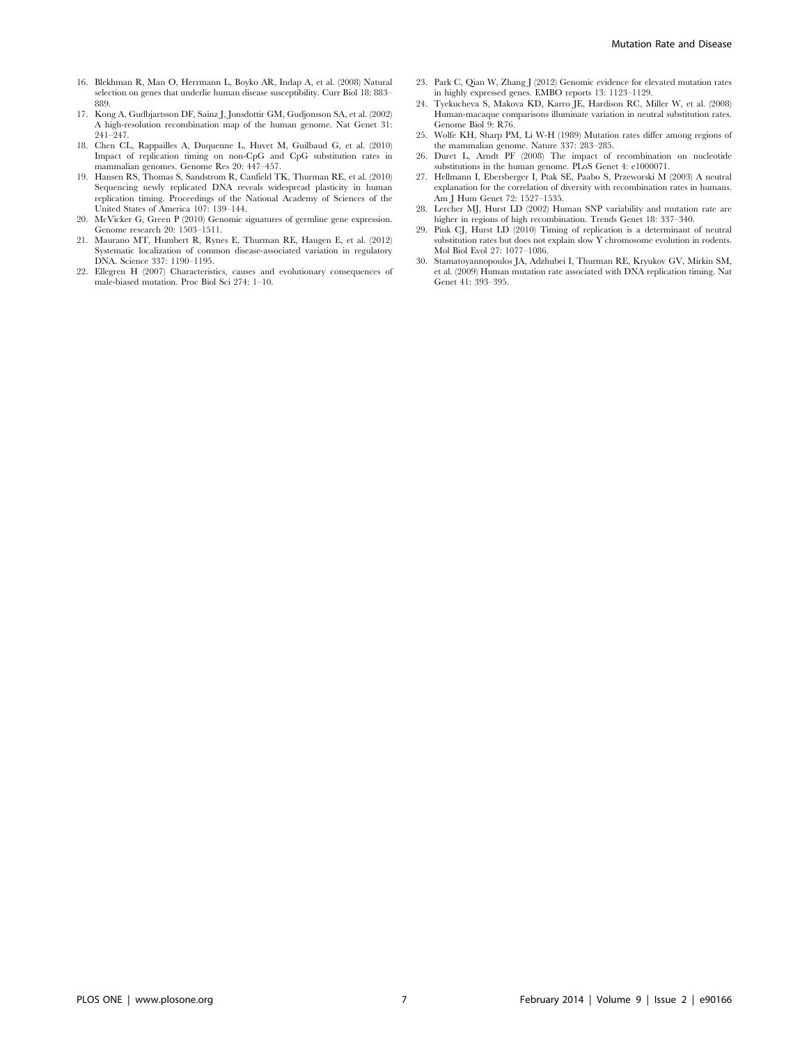16. Blekhman R, Man O, Herrmann L, Boyko AR, Indap A, et al. (2008) Natural selection on genes that underlie human disease susceptibility. Curr Biol 18: 883–889.
17. Kong A, Gudbjartsson DF, Sainz J, Jonsdottir GM, Gudjonsson SA, et al. (2002) A high-resolution recombination map of the human genome. Nat Genet 31: 241–247.
18. Chen CL, Rappailles A, Duquenne L, Huvet M, Guilbaud G, et al. (2010) Impact of replication timing on non-CpG and CpG substitution rates in mammalian genomes. Genome Res 20: 447–457.
19. Hansen RS, Thomas S, Sandstrom R, Canfield TK, Thurman RE, et al. (2010) Sequencing newly replicated DNA reveals widespread plasticity in human replication timing. Proceedings of the National Academy of Sciences of the United States of America 107: 139–144.
20. McVicker G, Green P (2010) Genomic signatures of germline gene expression. Genome research 20: 1503–1511.
21. Maurano MT, Humbert R, Rynes E, Thurman RE, Haugen E, et al. (2012) Systematic localization of common disease-associated variation in regulatory DNA. Science 337: 1190–1195.
22. Ellegren H (2007) Characteristics, causes and evolutionary consequences of male-biased mutation. Proc Biol Sci 274: 1–10.
23. Park C, Qian W, Zhang J (2012) Genomic evidence for elevated mutation rates in highly expressed genes. EMBO reports 13: 1123–1129.
24. Tyekucheva S, Makova KD, Karro JE, Hardison RC, Miller W, et al. (2008) Human-macaque comparisons illuminate variation in neutral substitution rates. Genome Biol 9: R76.
25. Wolfe KH, Sharp PM, Li W-H (1989) Mutation rates differ among regions of the mammalian genome. Nature 337: 283–285.
26. Duret L, Arndt PF (2008) The impact of recombination on nucleotide substitutions in the human genome. PLoS Genet 4: e1000071.
27. Hellmann I, Ebersberger I, Ptak SE, Paabo S, Przeworski M (2003) A neutral explanation for the correlation of diversity with recombination rates in humans. Am J Hum Genet 72: 1527–1535.
28. Lercher MJ, Hurst LD (2002) Human SNP variability and mutation rate are higher in regions of high recombination. Trends Genet 18: 337–340.
29. Pink CJ, Hurst LD (2010) Timing of replication is a determinant of neutral substitution rates but does not explain slow Y chromosome evolution in rodents. Mol Biol Evol 27: 1077–1086.
30. Stamatoyannopoulos JA, Adzhubei I, Thurman RE, Kryukov GV, Mirkin SM, et al. (2009) Human mutation rate associated with DNA replication timing. Nat Genet 41: 393–395.